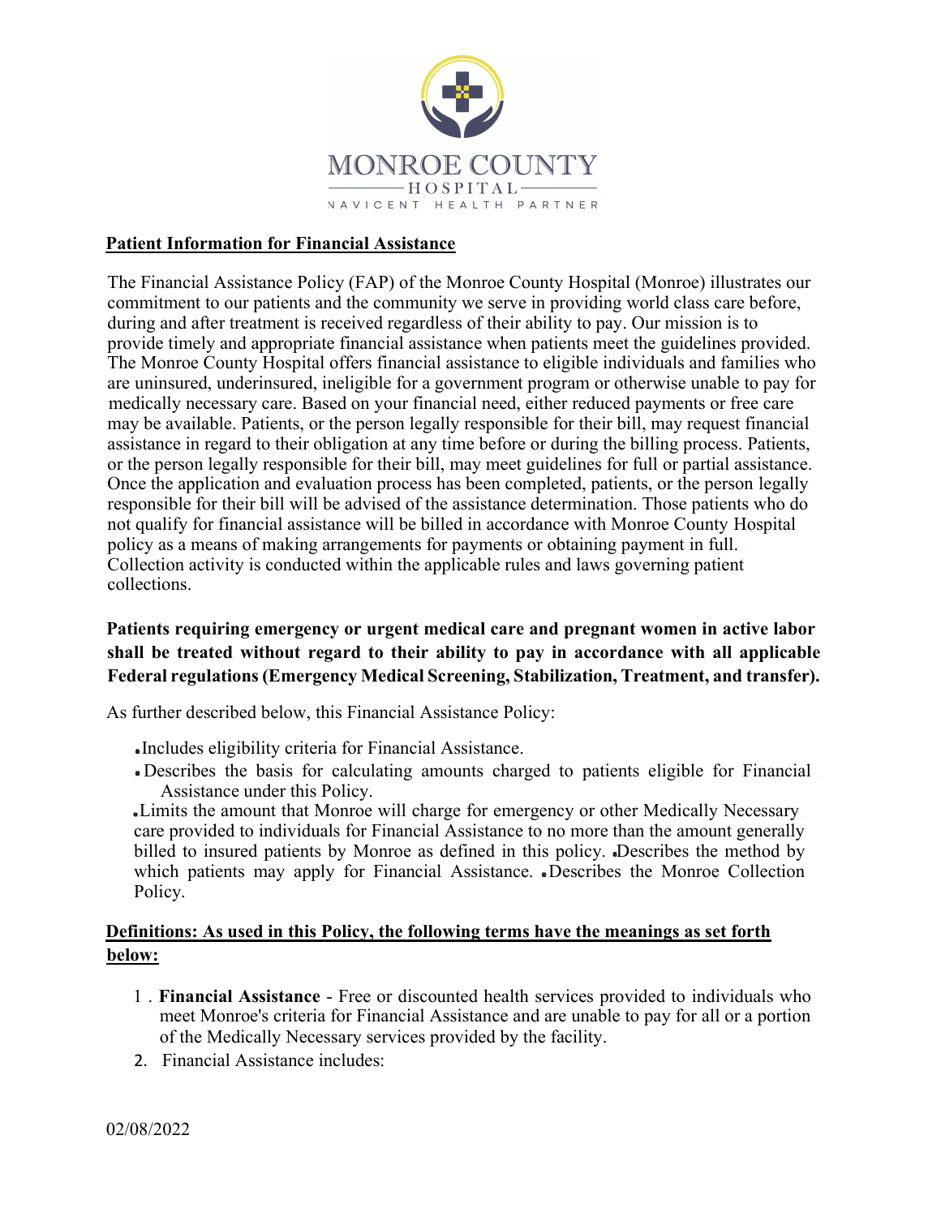MONROE COUNTY HOSPITAL

NAVICENT HEALTH PARTNER

**Patient Information for Financial Assistance**

The Financial Assistance Policy (FAP) of the Monroe County Hospital (Monroe) illustrates our commitment to our patients and the community we serve in providing world class care before, during and after treatment is received regardless of their ability to pay. Our mission is to provide timely and appropriate financial assistance when patients meet the guidelines provided. The Monroe County Hospital offers financial assistance to eligible individuals and families who are uninsured, underinsured, ineligible for a government program or otherwise unable to pay for medically necessary care. Based on your financial need, either reduced payments or free care may be available. Patients, or the person legally responsible for their bill, may request financial assistance in regard to their obligation at any time before or during the billing process. Patients, or the person legally responsible for their bill, may meet guidelines for full or partial assistance. Once the application and evaluation process has been completed, patients, or the person legally responsible for their bill will be advised of the assistance determination. Those patients who do not qualify for financial assistance will be billed in accordance with Monroe County Hospital policy as a means of making arrangements for payments or obtaining payment in full. Collection activity is conducted within the applicable rules and laws governing patient collections.

**Patients requiring emergency or urgent medical care and pregnant women in active labor shall be treated without regard to their ability to pay in accordance with all applicable Federal regulations (Emergency Medical Screening, Stabilization, Treatment, and transfer).**

As further described below, this Financial Assistance Policy:

- Includes eligibility criteria for Financial Assistance.
- Describes the basis for calculating amounts charged to patients eligible for Financial Assistance under this Policy.
- Limits the amount that Monroe will charge for emergency or other Medically Necessary care provided to individuals for Financial Assistance to no more than the amount generally billed to insured patients by Monroe as defined in this policy.
- Describes the method by which patients may apply for Financial Assistance.
- Describes the Monroe Collection Policy.

**Definitions: As used in this Policy, the following terms have the meanings as set forth below:**

1. **Financial Assistance** - Free or discounted health services provided to individuals who meet Monroe's criteria for Financial Assistance and are unable to pay for all or a portion of the Medically Necessary services provided by the facility.
2. Financial Assistance includes:

02/08/2022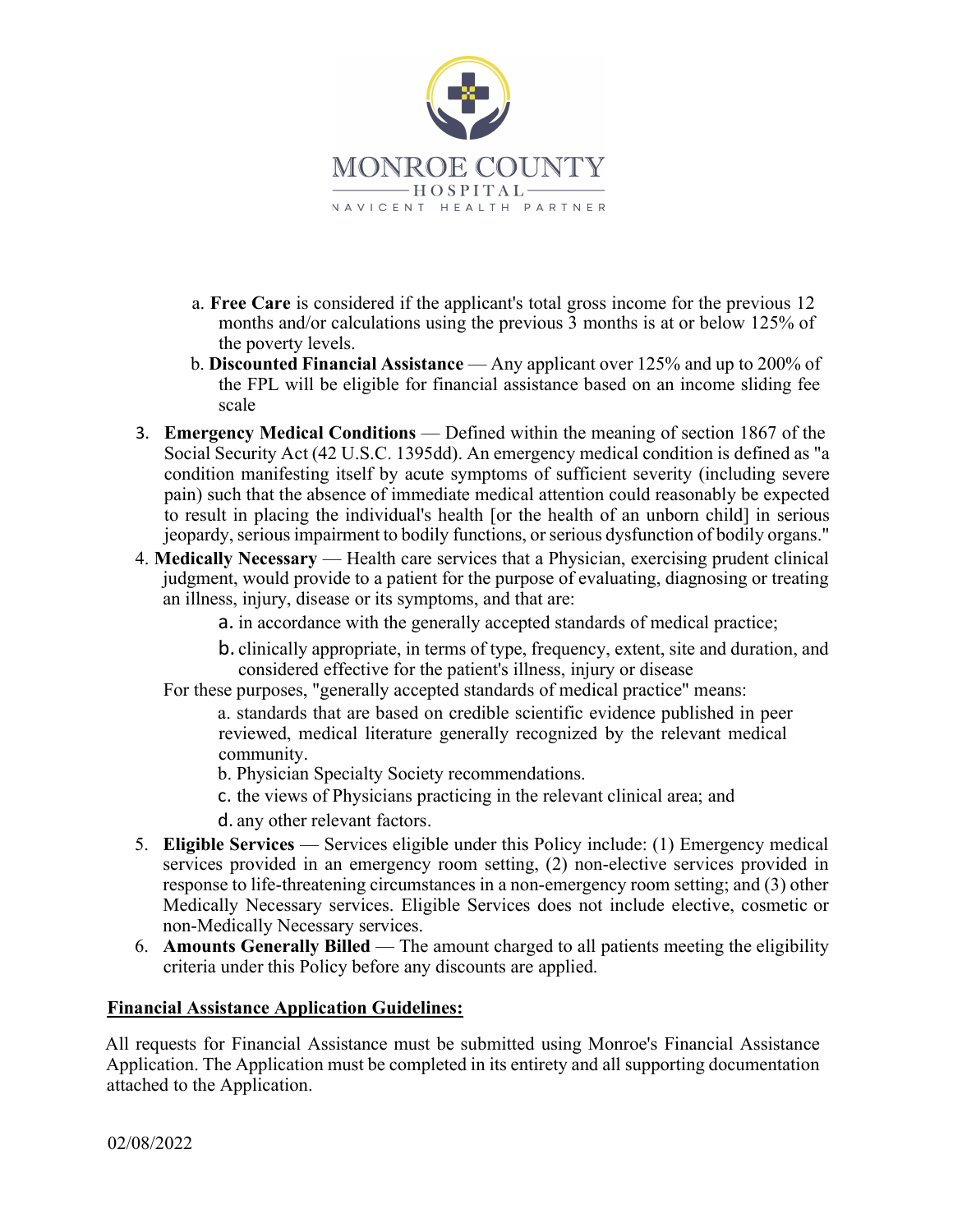a. **Free Care** is considered if the applicant's total gross income for the previous 12 months and/or calculations using the previous 3 months is at or below 125% of the poverty levels.
   b. **Discounted Financial Assistance** — Any applicant over 125% and up to 200% of the FPL will be eligible for financial assistance based on an income sliding fee scale

3. **Emergency Medical Conditions** — Defined within the meaning of section 1867 of the Social Security Act (42 U.S.C. 1395dd). An emergency medical condition is defined as "a condition manifesting itself by acute symptoms of sufficient severity (including severe pain) such that the absence of immediate medical attention could reasonably be expected to result in placing the individual's health [or the health of an unborn child] in serious jeopardy, serious impairment to bodily functions, or serious dysfunction of bodily organs."
4. **Medically Necessary** — Health care services that a Physician, exercising prudent clinical judgment, would provide to a patient for the purpose of evaluating, diagnosing or treating an illness, injury, disease or its symptoms, and that are:
   a. in accordance with the generally accepted standards of medical practice;
   b. clinically appropriate, in terms of type, frequency, extent, site and duration, and considered effective for the patient's illness, injury or disease

   For these purposes, "generally accepted standards of medical practice" means:
   a. standards that are based on credible scientific evidence published in peer reviewed, medical literature generally recognized by the relevant medical community.
   b. Physician Specialty Society recommendations.
   c. the views of Physicians practicing in the relevant clinical area; and
   d. any other relevant factors.
5. **Eligible Services** — Services eligible under this Policy include: (1) Emergency medical services provided in an emergency room setting, (2) non-elective services provided in response to life-threatening circumstances in a non-emergency room setting; and (3) other Medically Necessary services. Eligible Services does not include elective, cosmetic or non-Medically Necessary services.
6. **Amounts Generally Billed** — The amount charged to all patients meeting the eligibility criteria under this Policy before any discounts are applied.

**<u>Financial Assistance Application Guidelines:</u>**

All requests for Financial Assistance must be submitted using Monroe's Financial Assistance Application. The Application must be completed in its entirety and all supporting documentation attached to the Application.

02/08/2022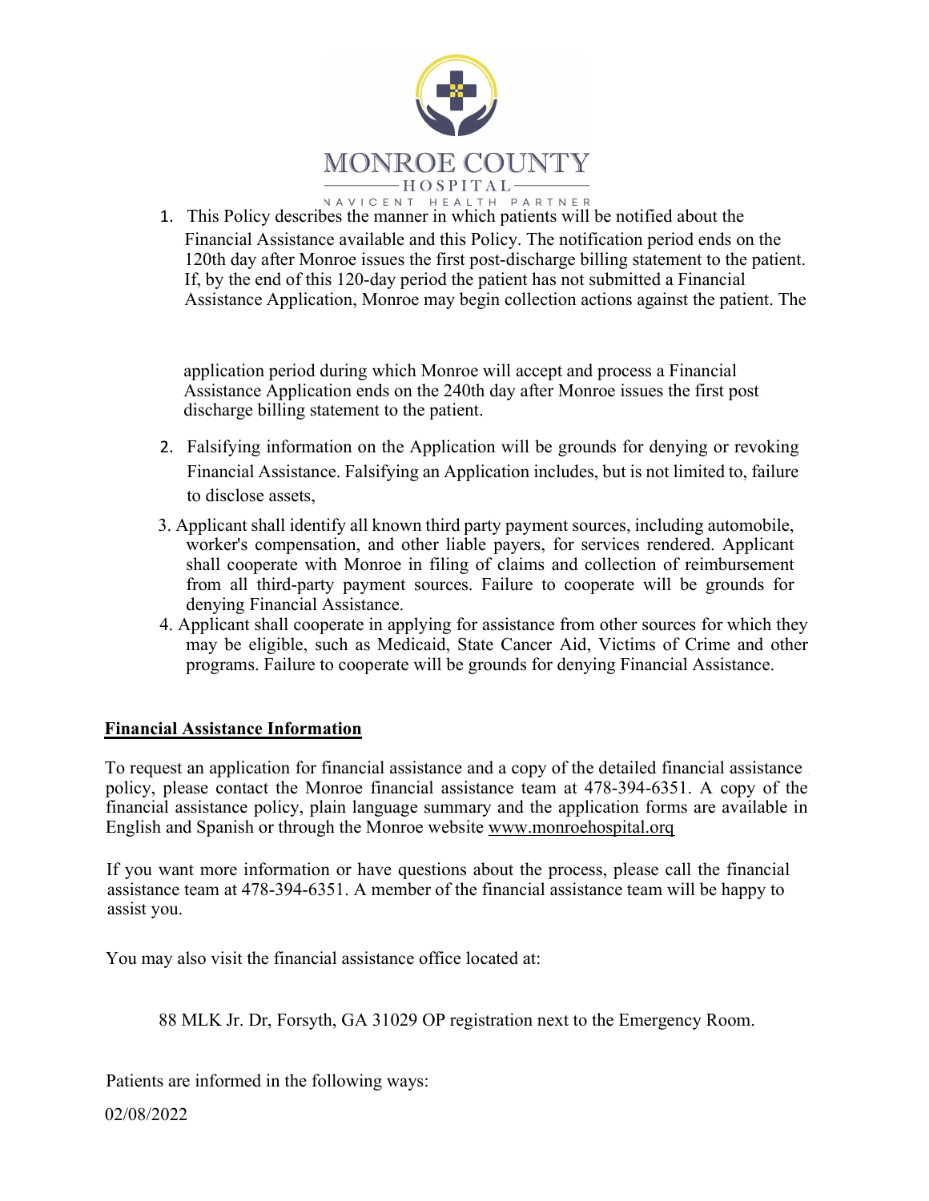1. This Policy describes the manner in which patients will be notified about the Financial Assistance available and this Policy. The notification period ends on the 120th day after Monroe issues the first post-discharge billing statement to the patient. If, by the end of this 120-day period the patient has not submitted a Financial Assistance Application, Monroe may begin collection actions against the patient. The application period during which Monroe will accept and process a Financial Assistance Application ends on the 240th day after Monroe issues the first post discharge billing statement to the patient.

2. Falsifying information on the Application will be grounds for denying or revoking Financial Assistance. Falsifying an Application includes, but is not limited to, failure to disclose assets,

3. Applicant shall identify all known third party payment sources, including automobile, worker's compensation, and other liable payers, for services rendered. Applicant shall cooperate with Monroe in filing of claims and collection of reimbursement from all third-party payment sources. Failure to cooperate will be grounds for denying Financial Assistance.

4. Applicant shall cooperate in applying for assistance from other sources for which they may be eligible, such as Medicaid, State Cancer Aid, Victims of Crime and other programs. Failure to cooperate will be grounds for denying Financial Assistance.

**Financial Assistance Information**

To request an application for financial assistance and a copy of the detailed financial assistance policy, please contact the Monroe financial assistance team at 478-394-6351. A copy of the financial assistance policy, plain language summary and the application forms are available in English and Spanish or through the Monroe website www.monroehospital.org

If you want more information or have questions about the process, please call the financial assistance team at 478-394-6351. A member of the financial assistance team will be happy to assist you.

You may also visit the financial assistance office located at:

88 MLK Jr. Dr, Forsyth, GA 31029 OP registration next to the Emergency Room.

Patients are informed in the following ways:

02/08/2022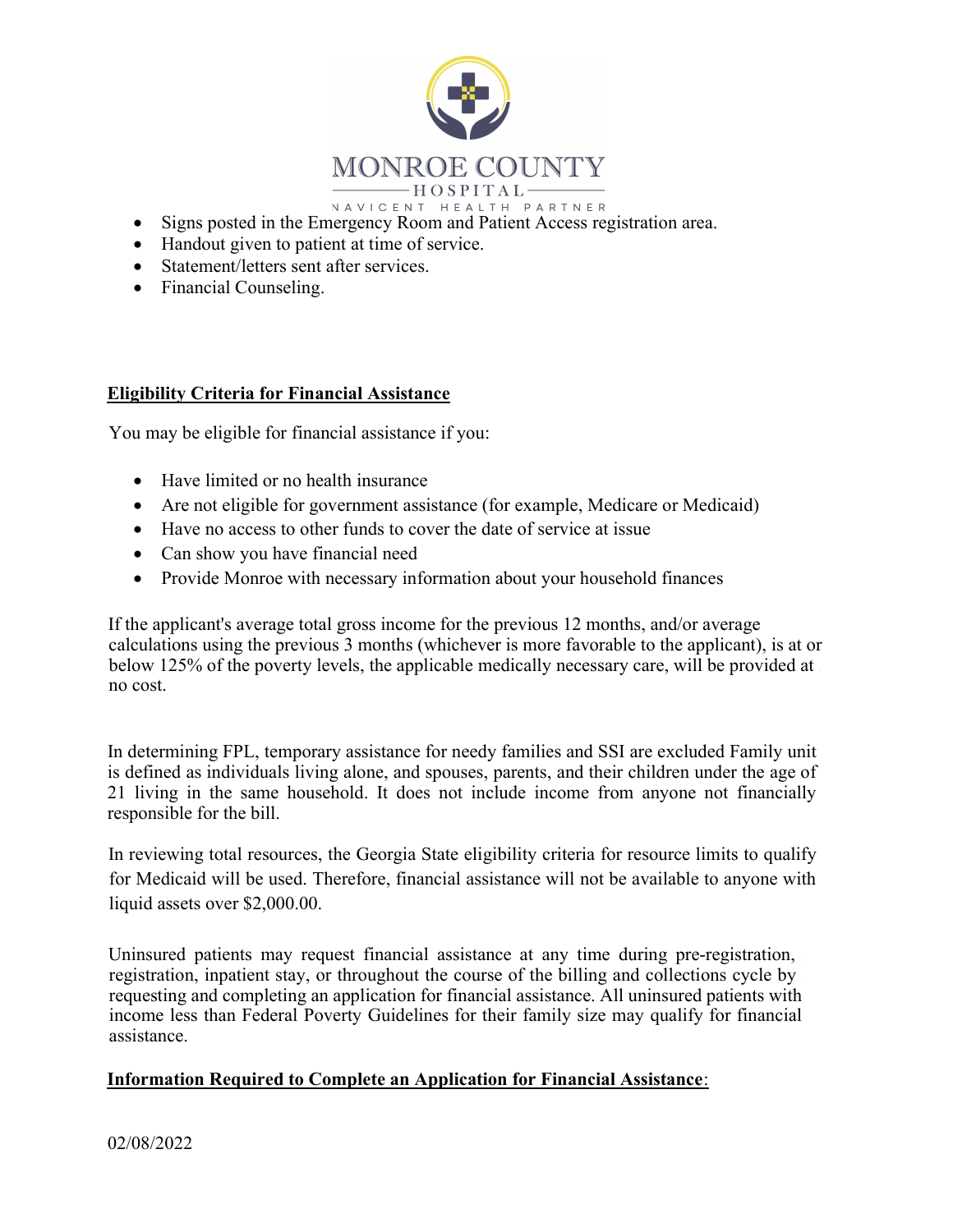- Signs posted in the Emergency Room and Patient Access registration area.
- Handout given to patient at time of service.
- Statement/letters sent after services.
- Financial Counseling.

**Eligibility Criteria for Financial Assistance**

You may be eligible for financial assistance if you:

- Have limited or no health insurance
- Are not eligible for government assistance (for example, Medicare or Medicaid)
- Have no access to other funds to cover the date of service at issue
- Can show you have financial need
- Provide Monroe with necessary information about your household finances

If the applicant's average total gross income for the previous 12 months, and/or average calculations using the previous 3 months (whichever is more favorable to the applicant), is at or below 125% of the poverty levels, the applicable medically necessary care, will be provided at no cost.

In determining FPL, temporary assistance for needy families and SSI are excluded Family unit is defined as individuals living alone, and spouses, parents, and their children under the age of 21 living in the same household. It does not include income from anyone not financially responsible for the bill.

In reviewing total resources, the Georgia State eligibility criteria for resource limits to qualify for Medicaid will be used. Therefore, financial assistance will not be available to anyone with liquid assets over $2,000.00.

Uninsured patients may request financial assistance at any time during pre-registration, registration, inpatient stay, or throughout the course of the billing and collections cycle by requesting and completing an application for financial assistance. All uninsured patients with income less than Federal Poverty Guidelines for their family size may qualify for financial assistance.

**Information Required to Complete an Application for Financial Assistance**:

02/08/2022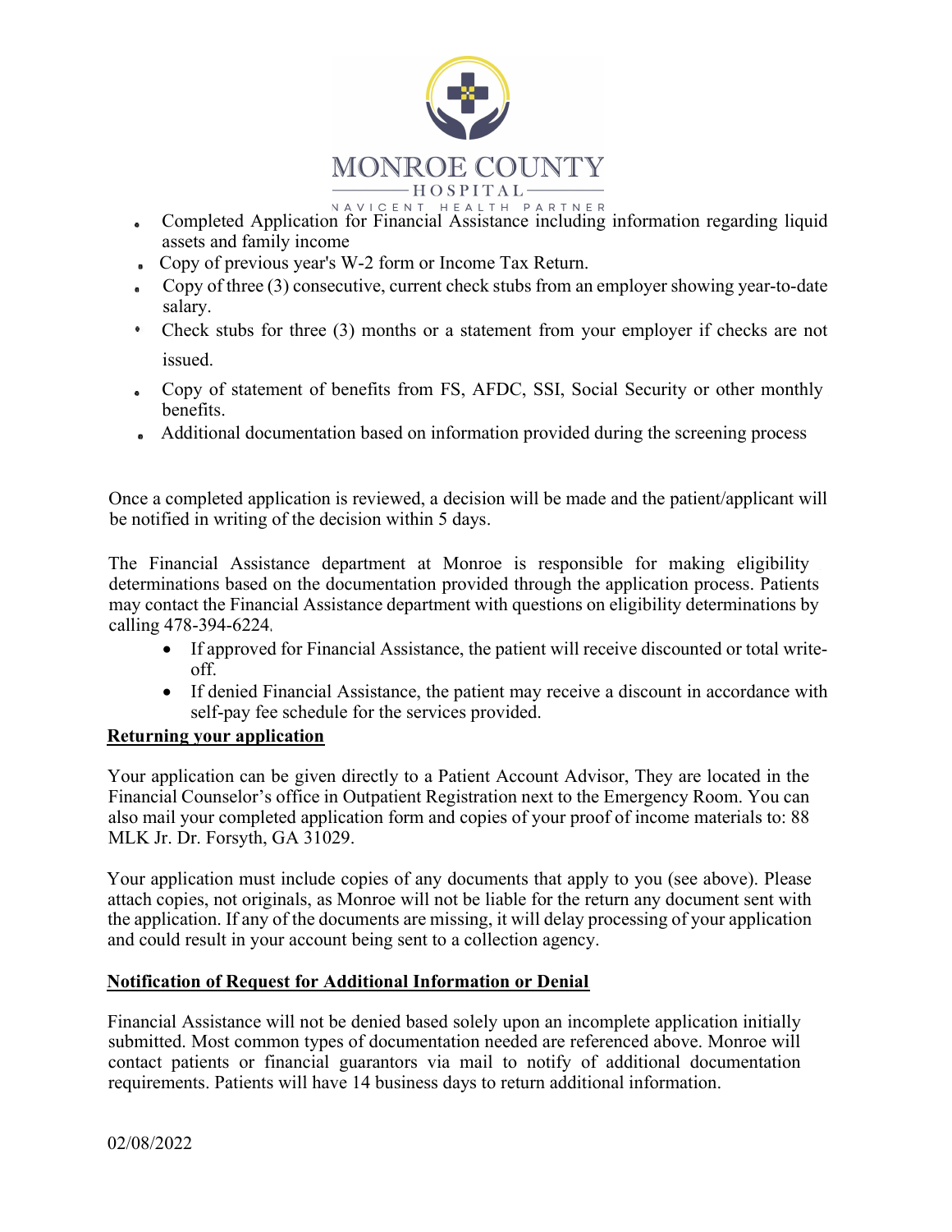- Completed Application for Financial Assistance including information regarding liquid assets and family income
- Copy of previous year's W-2 form or Income Tax Return.
- Copy of three (3) consecutive, current check stubs from an employer showing year-to-date salary.
- Check stubs for three (3) months or a statement from your employer if checks are not issued.
- Copy of statement of benefits from FS, AFDC, SSI, Social Security or other monthly benefits.
- Additional documentation based on information provided during the screening process

Once a completed application is reviewed, a decision will be made and the patient/applicant will be notified in writing of the decision within 5 days.

The Financial Assistance department at Monroe is responsible for making eligibility determinations based on the documentation provided through the application process. Patients may contact the Financial Assistance department with questions on eligibility determinations by calling 478-394-6224.

- If approved for Financial Assistance, the patient will receive discounted or total write-off.
- If denied Financial Assistance, the patient may receive a discount in accordance with self-pay fee schedule for the services provided.

**Returning your application**

Your application can be given directly to a Patient Account Advisor, They are located in the Financial Counselor's office in Outpatient Registration next to the Emergency Room. You can also mail your completed application form and copies of your proof of income materials to: 88 MLK Jr. Dr. Forsyth, GA 31029.

Your application must include copies of any documents that apply to you (see above). Please attach copies, not originals, as Monroe will not be liable for the return any document sent with the application. If any of the documents are missing, it will delay processing of your application and could result in your account being sent to a collection agency.

**Notification of Request for Additional Information or Denial**

Financial Assistance will not be denied based solely upon an incomplete application initially submitted. Most common types of documentation needed are referenced above. Monroe will contact patients or financial guarantors via mail to notify of additional documentation requirements. Patients will have 14 business days to return additional information.

02/08/2022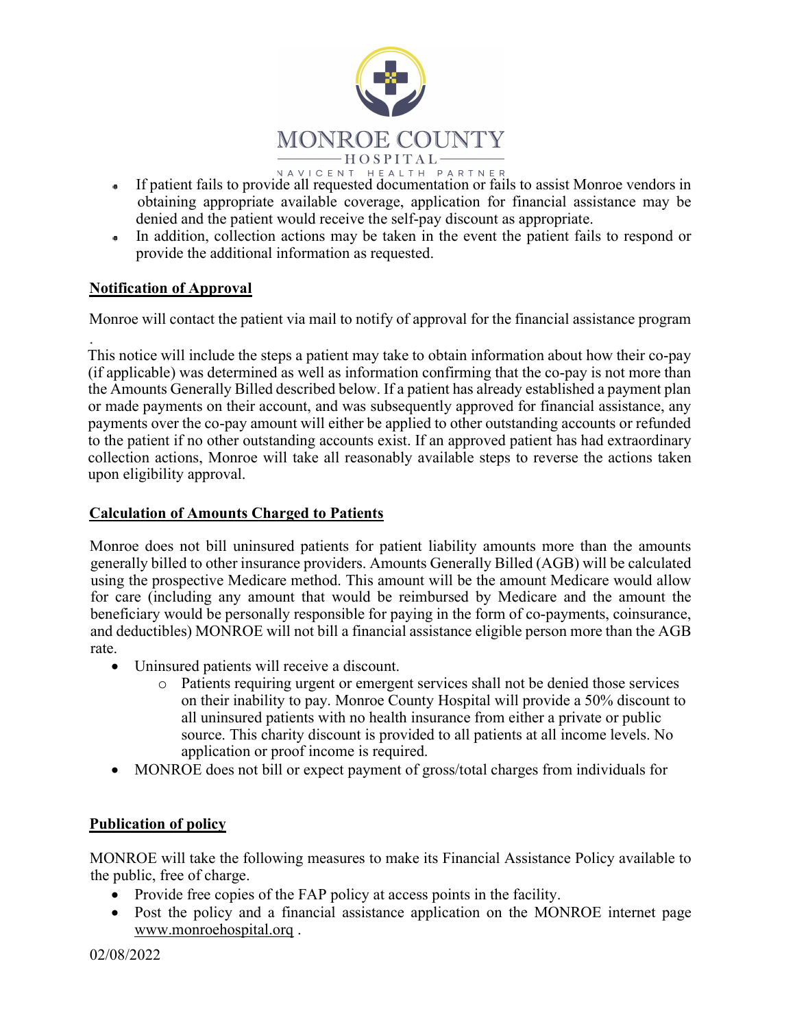- If patient fails to provide all requested documentation or fails to assist Monroe vendors in obtaining appropriate available coverage, application for financial assistance may be denied and the patient would receive the self-pay discount as appropriate.
- In addition, collection actions may be taken in the event the patient fails to respond or provide the additional information as requested.

**Notification of Approval**

Monroe will contact the patient via mail to notify of approval for the financial assistance program

.
This notice will include the steps a patient may take to obtain information about how their co-pay (if applicable) was determined as well as information confirming that the co-pay is not more than the Amounts Generally Billed described below. If a patient has already established a payment plan or made payments on their account, and was subsequently approved for financial assistance, any payments over the co-pay amount will either be applied to other outstanding accounts or refunded to the patient if no other outstanding accounts exist. If an approved patient has had extraordinary collection actions, Monroe will take all reasonably available steps to reverse the actions taken upon eligibility approval.

**Calculation of Amounts Charged to Patients**

Monroe does not bill uninsured patients for patient liability amounts more than the amounts generally billed to other insurance providers. Amounts Generally Billed (AGB) will be calculated using the prospective Medicare method. This amount will be the amount Medicare would allow for care (including any amount that would be reimbursed by Medicare and the amount the beneficiary would be personally responsible for paying in the form of co-payments, coinsurance, and deductibles) MONROE will not bill a financial assistance eligible person more than the AGB rate.

- Uninsured patients will receive a discount.
  - Patients requiring urgent or emergent services shall not be denied those services on their inability to pay. Monroe County Hospital will provide a 50% discount to all uninsured patients with no health insurance from either a private or public source. This charity discount is provided to all patients at all income levels. No application or proof income is required.
- MONROE does not bill or expect payment of gross/total charges from individuals for

**Publication of policy**

MONROE will take the following measures to make its Financial Assistance Policy available to the public, free of charge.

- Provide free copies of the FAP policy at access points in the facility.
- Post the policy and a financial assistance application on the MONROE internet page www.monroehospital.orq .

02/08/2022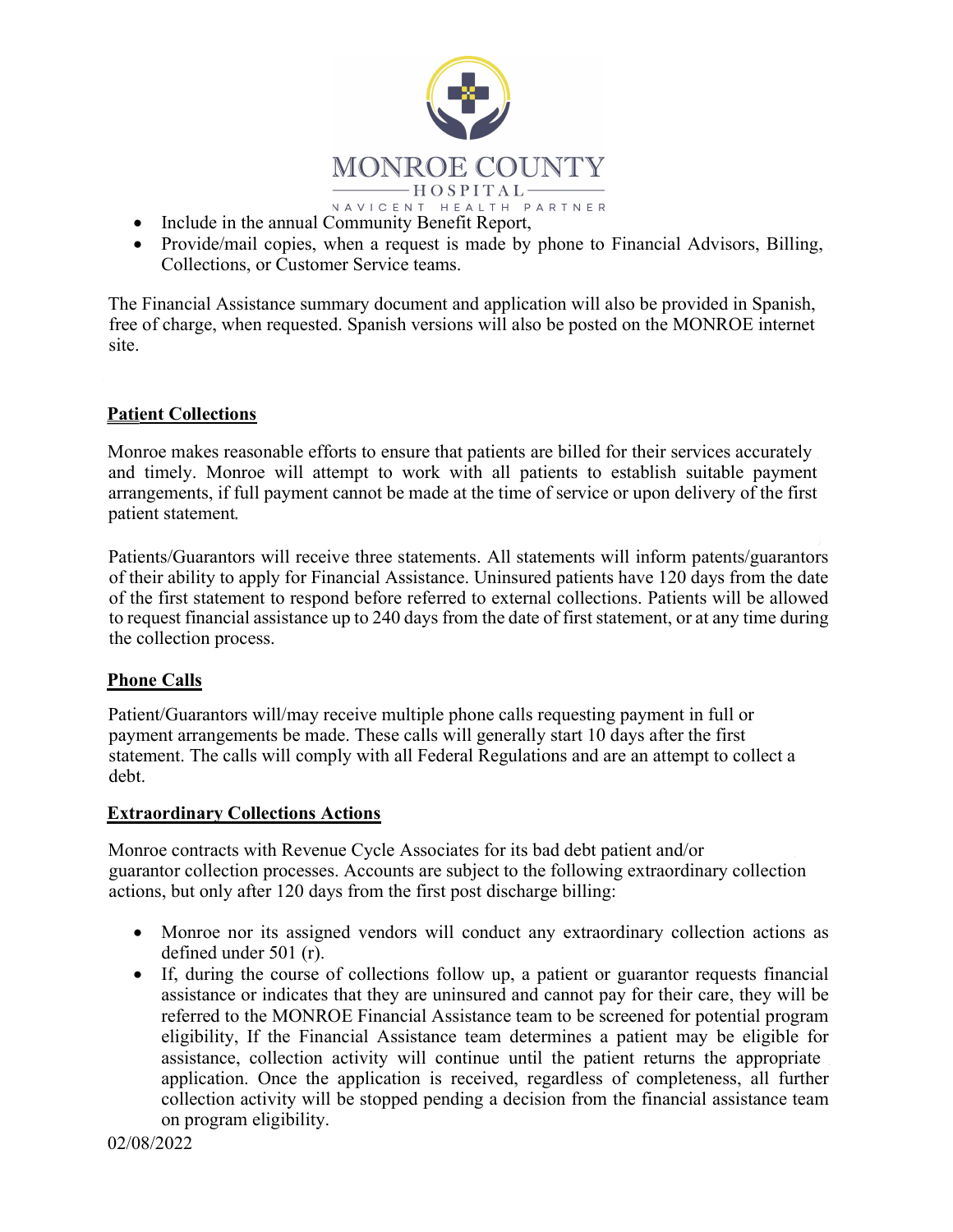- Include in the annual Community Benefit Report,
- Provide/mail copies, when a request is made by phone to Financial Advisors, Billing, Collections, or Customer Service teams.

The Financial Assistance summary document and application will also be provided in Spanish, free of charge, when requested. Spanish versions will also be posted on the MONROE internet site.

**Patient Collections**

Monroe makes reasonable efforts to ensure that patients are billed for their services accurately and timely. Monroe will attempt to work with all patients to establish suitable payment arrangements, if full payment cannot be made at the time of service or upon delivery of the first patient statement.

Patients/Guarantors will receive three statements. All statements will inform patents/guarantors of their ability to apply for Financial Assistance. Uninsured patients have 120 days from the date of the first statement to respond before referred to external collections. Patients will be allowed to request financial assistance up to 240 days from the date of first statement, or at any time during the collection process.

**Phone Calls**

Patient/Guarantors will/may receive multiple phone calls requesting payment in full or payment arrangements be made. These calls will generally start 10 days after the first statement. The calls will comply with all Federal Regulations and are an attempt to collect a debt.

**Extraordinary Collections Actions**

Monroe contracts with Revenue Cycle Associates for its bad debt patient and/or guarantor collection processes. Accounts are subject to the following extraordinary collection actions, but only after 120 days from the first post discharge billing:

- Monroe nor its assigned vendors will conduct any extraordinary collection actions as defined under 501 (r).
- If, during the course of collections follow up, a patient or guarantor requests financial assistance or indicates that they are uninsured and cannot pay for their care, they will be referred to the MONROE Financial Assistance team to be screened for potential program eligibility, If the Financial Assistance team determines a patient may be eligible for assistance, collection activity will continue until the patient returns the appropriate application. Once the application is received, regardless of completeness, all further collection activity will be stopped pending a decision from the financial assistance team on program eligibility.

02/08/2022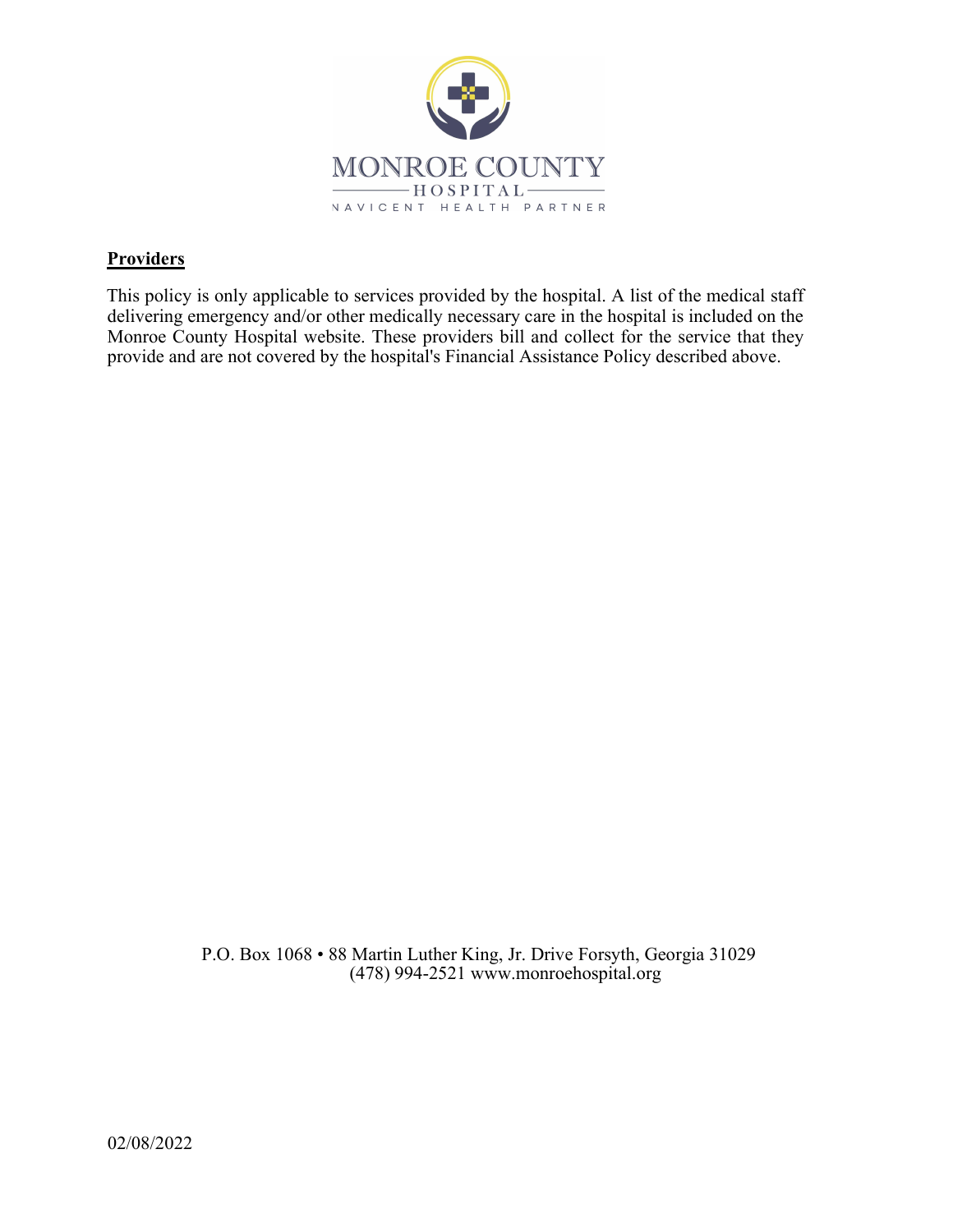## Providers

This policy is only applicable to services provided by the hospital. A list of the medical staff delivering emergency and/or other medically necessary care in the hospital is included on the Monroe County Hospital website. These providers bill and collect for the service that they provide and are not covered by the hospital's Financial Assistance Policy described above.

P.O. Box 1068 • 88 Martin Luther King, Jr. Drive Forsyth, Georgia 31029
(478) 994-2521 www.monroehospital.org

02/08/2022